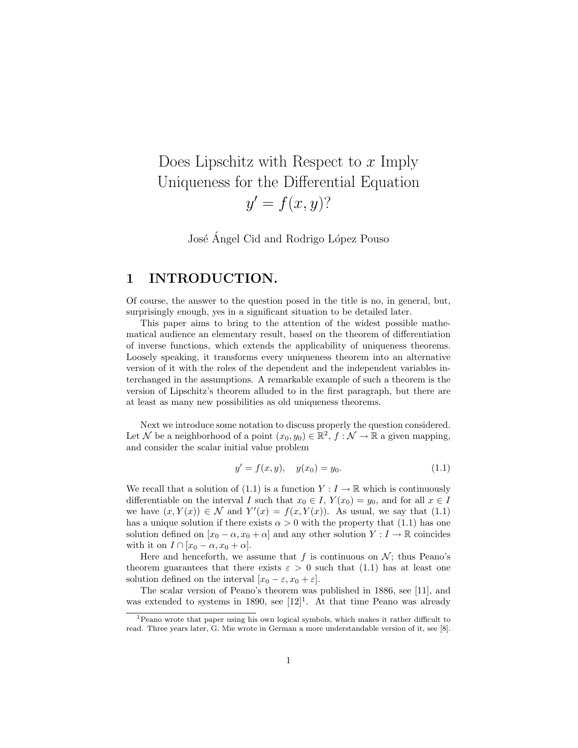# Does Lipschitz with Respect to $x$ Imply Uniqueness for the Differential Equation $y' = f(x, y)$?

José Ángel Cid and Rodrigo López Pouso

## 1 INTRODUCTION.

Of course, the answer to the question posed in the title is no, in general, but, surprisingly enough, yes in a significant situation to be detailed later.

This paper aims to bring to the attention of the widest possible mathematical audience an elementary result, based on the theorem of differentiation of inverse functions, which extends the applicability of uniqueness theorems. Loosely speaking, it transforms every uniqueness theorem into an alternative version of it with the roles of the dependent and the independent variables interchanged in the assumptions. A remarkable example of such a theorem is the version of Lipschitz's theorem alluded to in the first paragraph, but there are at least as many new possibilities as old uniqueness theorems.

Next we introduce some notation to discuss properly the question considered. Let $\mathcal{N}$ be a neighborhood of a point $(x_0, y_0) \in \mathbb{R}^2$, $f : \mathcal{N} \to \mathbb{R}$ a given mapping, and consider the scalar initial value problem

$$y' = f(x, y), \quad y(x_0) = y_0. \tag{1.1}$$

We recall that a solution of (1.1) is a function $Y : I \to \mathbb{R}$ which is continuously differentiable on the interval $I$ such that $x_0 \in I$, $Y(x_0) = y_0$, and for all $x \in I$ we have $(x, Y(x)) \in \mathcal{N}$ and $Y'(x) = f(x, Y(x))$. As usual, we say that (1.1) has a unique solution if there exists $\alpha > 0$ with the property that (1.1) has one solution defined on $[x_0 - \alpha, x_0 + \alpha]$ and any other solution $Y : I \to \mathbb{R}$ coincides with it on $I \cap [x_0 - \alpha, x_0 + \alpha]$.

Here and henceforth, we assume that $f$ is continuous on $\mathcal{N}$; thus Peano's theorem guarantees that there exists $\varepsilon > 0$ such that (1.1) has at least one solution defined on the interval $[x_0 - \varepsilon, x_0 + \varepsilon]$.

The scalar version of Peano's theorem was published in 1886, see [11], and was extended to systems in 1890, see [12][1]. At that time Peano was already

[1] Peano wrote that paper using his own logical symbols, which makes it rather difficult to read. Three years later, G. Mie wrote in German a more understandable version of it, see [8].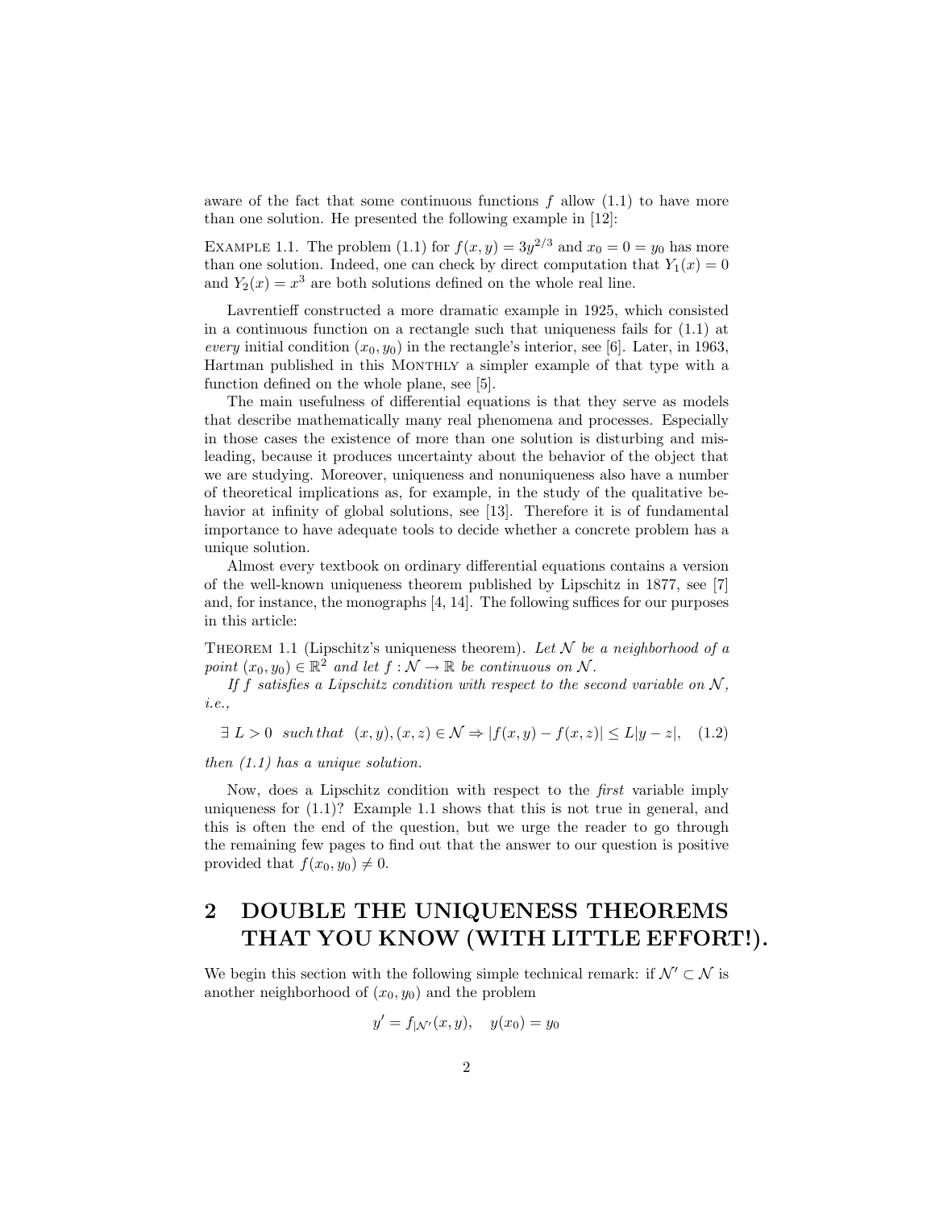aware of the fact that some continuous functions $f$ allow (1.1) to have more than one solution. He presented the following example in [12]:

EXAMPLE 1.1. The problem (1.1) for $f(x,y) = 3y^{2/3}$ and $x_0 = 0 = y_0$ has more than one solution. Indeed, one can check by direct computation that $Y_1(x) = 0$ and $Y_2(x) = x^3$ are both solutions defined on the whole real line.

Lavrentieff constructed a more dramatic example in 1925, which consisted in a continuous function on a rectangle such that uniqueness fails for (1.1) at *every* initial condition $(x_0, y_0)$ in the rectangle's interior, see [6]. Later, in 1963, Hartman published in this MONTHLY a simpler example of that type with a function defined on the whole plane, see [5].

The main usefulness of differential equations is that they serve as models that describe mathematically many real phenomena and processes. Especially in those cases the existence of more than one solution is disturbing and misleading, because it produces uncertainty about the behavior of the object that we are studying. Moreover, uniqueness and nonuniqueness also have a number of theoretical implications as, for example, in the study of the qualitative behavior at infinity of global solutions, see [13]. Therefore it is of fundamental importance to have adequate tools to decide whether a concrete problem has a unique solution.

Almost every textbook on ordinary differential equations contains a version of the well-known uniqueness theorem published by Lipschitz in 1877, see [7] and, for instance, the monographs [4, 14]. The following suffices for our purposes in this article:

THEOREM 1.1 (Lipschitz's uniqueness theorem). *Let $\mathcal{N}$ be a neighborhood of a point $(x_0, y_0) \in \mathbb{R}^2$ and let $f : \mathcal{N} \to \mathbb{R}$ be continuous on $\mathcal{N}$.*

*If $f$ satisfies a Lipschitz condition with respect to the second variable on $\mathcal{N}$, i.e.,*

$$\exists\ L > 0 \ \ \text{such that} \ \ (x,y),(x,z) \in \mathcal{N} \Rightarrow |f(x,y) - f(x,z)| \le L|y - z|, \quad (1.2)$$

*then (1.1) has a unique solution.*

Now, does a Lipschitz condition with respect to the *first* variable imply uniqueness for (1.1)? Example 1.1 shows that this is not true in general, and this is often the end of the question, but we urge the reader to go through the remaining few pages to find out that the answer to our question is positive provided that $f(x_0, y_0) \neq 0$.

## 2 DOUBLE THE UNIQUENESS THEOREMS THAT YOU KNOW (WITH LITTLE EFFORT!).

We begin this section with the following simple technical remark: if $\mathcal{N}' \subset \mathcal{N}$ is another neighborhood of $(x_0, y_0)$ and the problem

$$y' = f_{|\mathcal{N}'}(x,y), \quad y(x_0) = y_0$$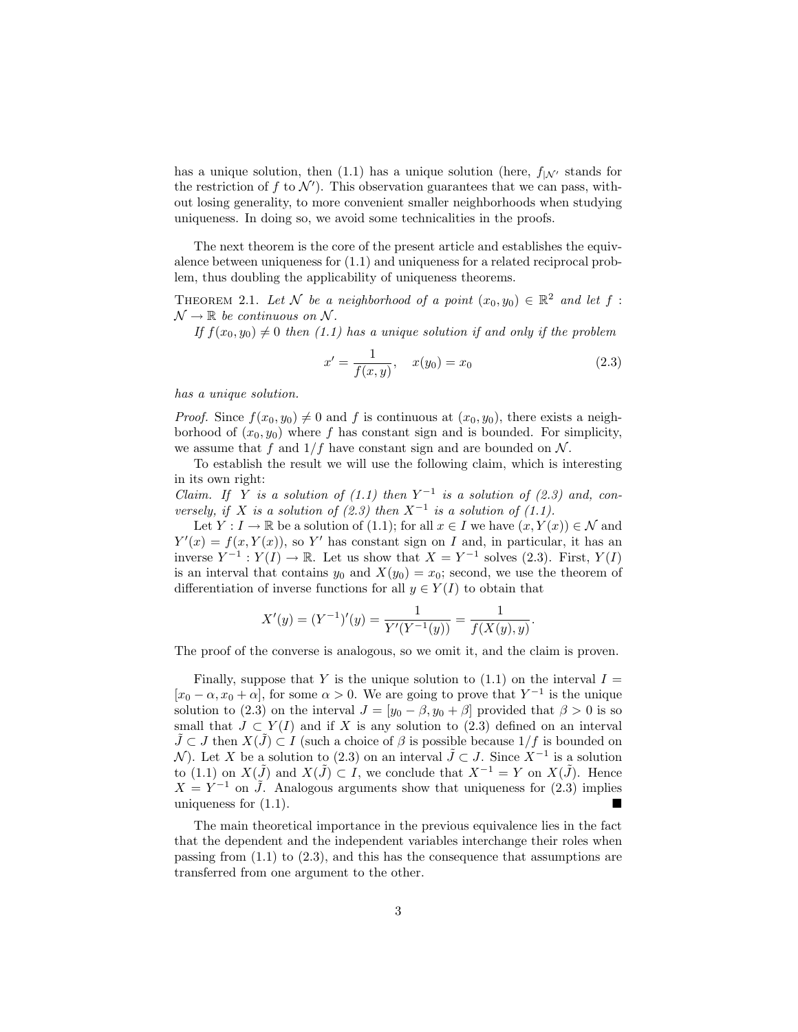has a unique solution, then (1.1) has a unique solution (here, $f_{|\mathcal{N}'}$ stands for the restriction of $f$ to $\mathcal{N}'$). This observation guarantees that we can pass, without losing generality, to more convenient smaller neighborhoods when studying uniqueness. In doing so, we avoid some technicalities in the proofs.

The next theorem is the core of the present article and establishes the equivalence between uniqueness for (1.1) and uniqueness for a related reciprocal problem, thus doubling the applicability of uniqueness theorems.

THEOREM 2.1. *Let $\mathcal{N}$ be a neighborhood of a point $(x_0, y_0) \in \mathbb{R}^2$ and let $f : \mathcal{N} \to \mathbb{R}$ be continuous on $\mathcal{N}$.*

*If $f(x_0, y_0) \neq 0$ then (1.1) has a unique solution if and only if the problem*

$$x' = \frac{1}{f(x,y)}, \quad x(y_0) = x_0 \tag{2.3}$$

*has a unique solution.*

*Proof.* Since $f(x_0, y_0) \neq 0$ and $f$ is continuous at $(x_0, y_0)$, there exists a neighborhood of $(x_0, y_0)$ where $f$ has constant sign and is bounded. For simplicity, we assume that $f$ and $1/f$ have constant sign and are bounded on $\mathcal{N}$.

To establish the result we will use the following claim, which is interesting in its own right:
*Claim. If $Y$ is a solution of (1.1) then $Y^{-1}$ is a solution of (2.3) and, conversely, if $X$ is a solution of (2.3) then $X^{-1}$ is a solution of (1.1).*

Let $Y : I \to \mathbb{R}$ be a solution of (1.1); for all $x \in I$ we have $(x, Y(x)) \in \mathcal{N}$ and $Y'(x) = f(x, Y(x))$, so $Y'$ has constant sign on $I$ and, in particular, it has an inverse $Y^{-1} : Y(I) \to \mathbb{R}$. Let us show that $X = Y^{-1}$ solves (2.3). First, $Y(I)$ is an interval that contains $y_0$ and $X(y_0) = x_0$; second, we use the theorem of differentiation of inverse functions for all $y \in Y(I)$ to obtain that

$$X'(y) = (Y^{-1})'(y) = \frac{1}{Y'(Y^{-1}(y))} = \frac{1}{f(X(y), y)}.$$

The proof of the converse is analogous, so we omit it, and the claim is proven.

Finally, suppose that $Y$ is the unique solution to (1.1) on the interval $I = [x_0 - \alpha, x_0 + \alpha]$, for some $\alpha > 0$. We are going to prove that $Y^{-1}$ is the unique solution to (2.3) on the interval $J = [y_0 - \beta, y_0 + \beta]$ provided that $\beta > 0$ is so small that $J \subset Y(I)$ and if $X$ is any solution to (2.3) defined on an interval $\tilde{J} \subset J$ then $X(\tilde{J}) \subset I$ (such a choice of $\beta$ is possible because $1/f$ is bounded on $\mathcal{N}$). Let $X$ be a solution to (2.3) on an interval $\tilde{J} \subset J$. Since $X^{-1}$ is a solution to (1.1) on $X(\tilde{J})$ and $X(\tilde{J}) \subset I$, we conclude that $X^{-1} = Y$ on $X(\tilde{J})$. Hence $X = Y^{-1}$ on $\tilde{J}$. Analogous arguments show that uniqueness for (2.3) implies uniqueness for (1.1). ∎

The main theoretical importance in the previous equivalence lies in the fact that the dependent and the independent variables interchange their roles when passing from (1.1) to (2.3), and this has the consequence that assumptions are transferred from one argument to the other.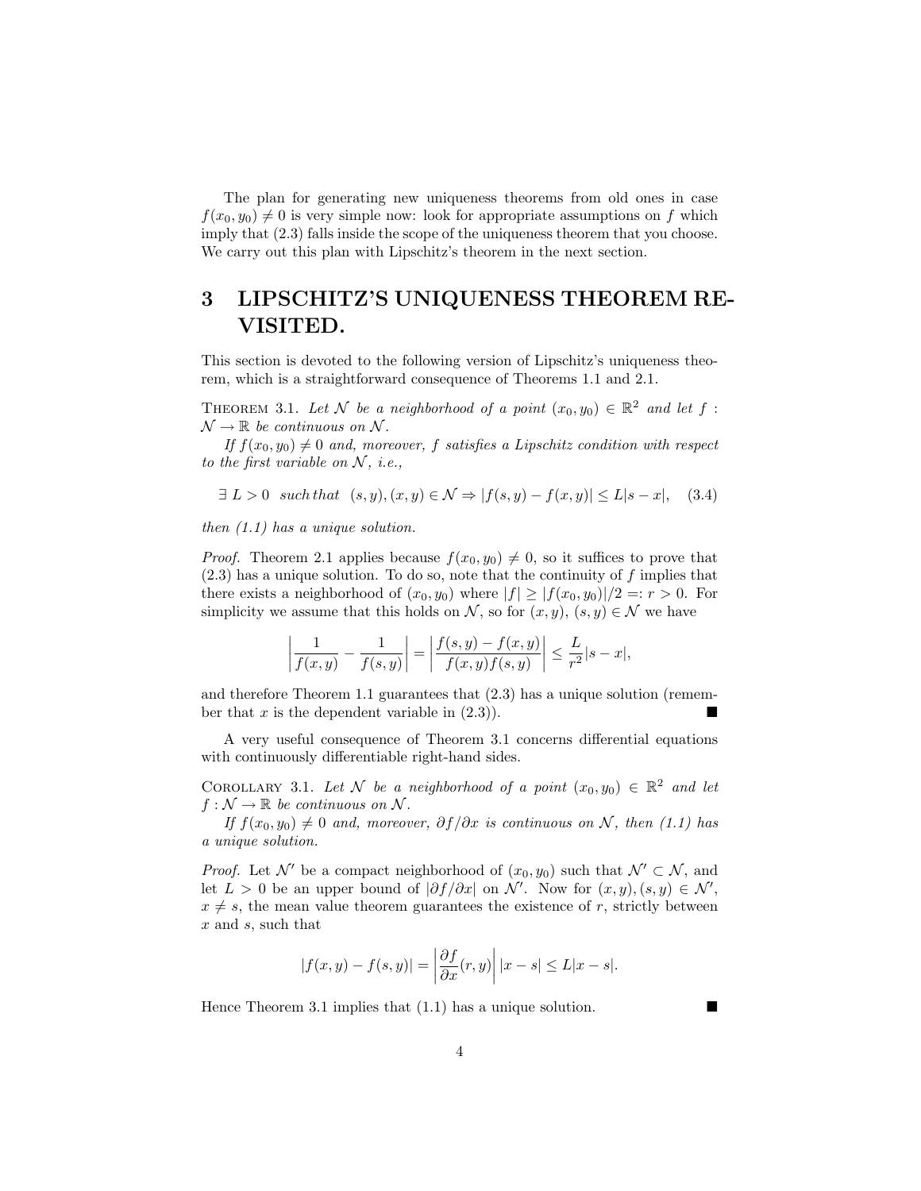The plan for generating new uniqueness theorems from old ones in case $f(x_0, y_0) \neq 0$ is very simple now: look for appropriate assumptions on $f$ which imply that (2.3) falls inside the scope of the uniqueness theorem that you choose. We carry out this plan with Lipschitz's theorem in the next section.

# 3 LIPSCHITZ'S UNIQUENESS THEOREM REVISITED.

This section is devoted to the following version of Lipschitz's uniqueness theorem, which is a straightforward consequence of Theorems 1.1 and 2.1.

THEOREM 3.1. *Let $\mathcal{N}$ be a neighborhood of a point $(x_0, y_0) \in \mathbb{R}^2$ and let $f : \mathcal{N} \to \mathbb{R}$ be continuous on $\mathcal{N}$.*

*If $f(x_0, y_0) \neq 0$ and, moreover, $f$ satisfies a Lipschitz condition with respect to the first variable on $\mathcal{N}$, i.e.,*

$$\exists\, L > 0 \ \ \text{such that} \ \ (s, y), (x, y) \in \mathcal{N} \Rightarrow |f(s, y) - f(x, y)| \leq L|s - x|, \tag{3.4}$$

*then (1.1) has a unique solution.*

*Proof.* Theorem 2.1 applies because $f(x_0, y_0) \neq 0$, so it suffices to prove that (2.3) has a unique solution. To do so, note that the continuity of $f$ implies that there exists a neighborhood of $(x_0, y_0)$ where $|f| \geq |f(x_0, y_0)|/2 =: r > 0$. For simplicity we assume that this holds on $\mathcal{N}$, so for $(x, y)$, $(s, y) \in \mathcal{N}$ we have

$$\left| \frac{1}{f(x, y)} - \frac{1}{f(s, y)} \right| = \left| \frac{f(s, y) - f(x, y)}{f(x, y) f(s, y)} \right| \leq \frac{L}{r^2} |s - x|,$$

and therefore Theorem 1.1 guarantees that (2.3) has a unique solution (remember that $x$ is the dependent variable in (2.3)). ■

A very useful consequence of Theorem 3.1 concerns differential equations with continuously differentiable right-hand sides.

COROLLARY 3.1. *Let $\mathcal{N}$ be a neighborhood of a point $(x_0, y_0) \in \mathbb{R}^2$ and let $f : \mathcal{N} \to \mathbb{R}$ be continuous on $\mathcal{N}$.*

*If $f(x_0, y_0) \neq 0$ and, moreover, $\partial f / \partial x$ is continuous on $\mathcal{N}$, then (1.1) has a unique solution.*

*Proof.* Let $\mathcal{N}'$ be a compact neighborhood of $(x_0, y_0)$ such that $\mathcal{N}' \subset \mathcal{N}$, and let $L > 0$ be an upper bound of $|\partial f / \partial x|$ on $\mathcal{N}'$. Now for $(x, y), (s, y) \in \mathcal{N}'$, $x \neq s$, the mean value theorem guarantees the existence of $r$, strictly between $x$ and $s$, such that

$$|f(x, y) - f(s, y)| = \left| \frac{\partial f}{\partial x}(r, y) \right| |x - s| \leq L|x - s|.$$

Hence Theorem 3.1 implies that (1.1) has a unique solution. ■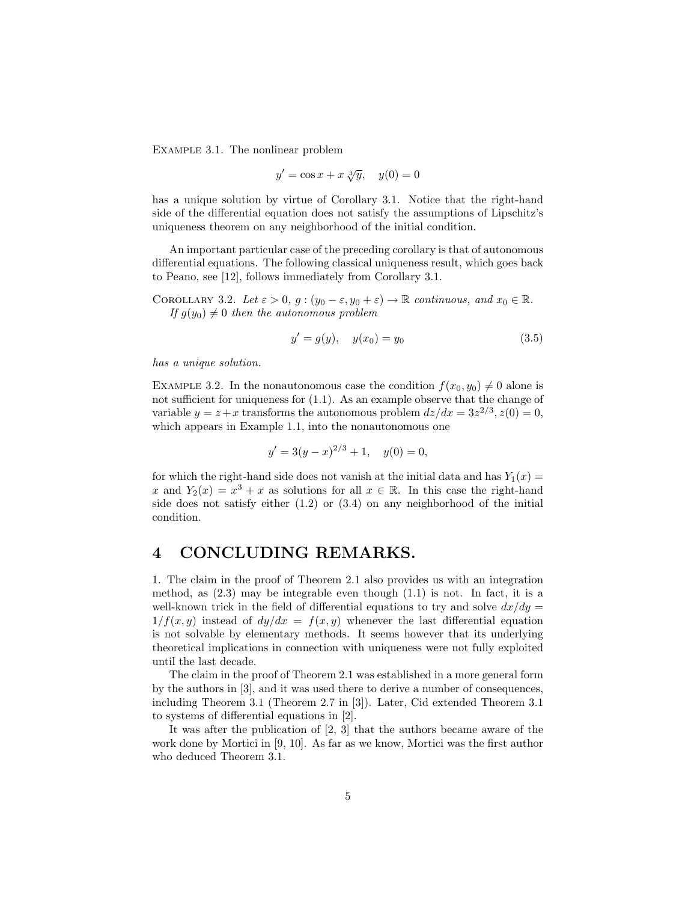Example 3.1. The nonlinear problem

$$y' = \cos x + x\sqrt[3]{y}, \quad y(0) = 0$$

has a unique solution by virtue of Corollary 3.1. Notice that the right-hand side of the differential equation does not satisfy the assumptions of Lipschitz's uniqueness theorem on any neighborhood of the initial condition.

An important particular case of the preceding corollary is that of autonomous differential equations. The following classical uniqueness result, which goes back to Peano, see [12], follows immediately from Corollary 3.1.

Corollary 3.2. *Let $\varepsilon > 0$, $g : (y_0 - \varepsilon, y_0 + \varepsilon) \to \mathbb{R}$ continuous, and $x_0 \in \mathbb{R}$. If $g(y_0) \neq 0$ then the autonomous problem*

$$y' = g(y), \quad y(x_0) = y_0 \tag{3.5}$$

*has a unique solution.*

Example 3.2. In the nonautonomous case the condition $f(x_0, y_0) \neq 0$ alone is not sufficient for uniqueness for (1.1). As an example observe that the change of variable $y = z + x$ transforms the autonomous problem $dz/dx = 3z^{2/3}, z(0) = 0$, which appears in Example 1.1, into the nonautonomous one

$$y' = 3(y - x)^{2/3} + 1, \quad y(0) = 0,$$

for which the right-hand side does not vanish at the initial data and has $Y_1(x) = x$ and $Y_2(x) = x^3 + x$ as solutions for all $x \in \mathbb{R}$. In this case the right-hand side does not satisfy either (1.2) or (3.4) on any neighborhood of the initial condition.

# 4 CONCLUDING REMARKS.

1. The claim in the proof of Theorem 2.1 also provides us with an integration method, as (2.3) may be integrable even though (1.1) is not. In fact, it is a well-known trick in the field of differential equations to try and solve $dx/dy = 1/f(x, y)$ instead of $dy/dx = f(x, y)$ whenever the last differential equation is not solvable by elementary methods. It seems however that its underlying theoretical implications in connection with uniqueness were not fully exploited until the last decade.

The claim in the proof of Theorem 2.1 was established in a more general form by the authors in [3], and it was used there to derive a number of consequences, including Theorem 3.1 (Theorem 2.7 in [3]). Later, Cid extended Theorem 3.1 to systems of differential equations in [2].

It was after the publication of [2, 3] that the authors became aware of the work done by Mortici in [9, 10]. As far as we know, Mortici was the first author who deduced Theorem 3.1.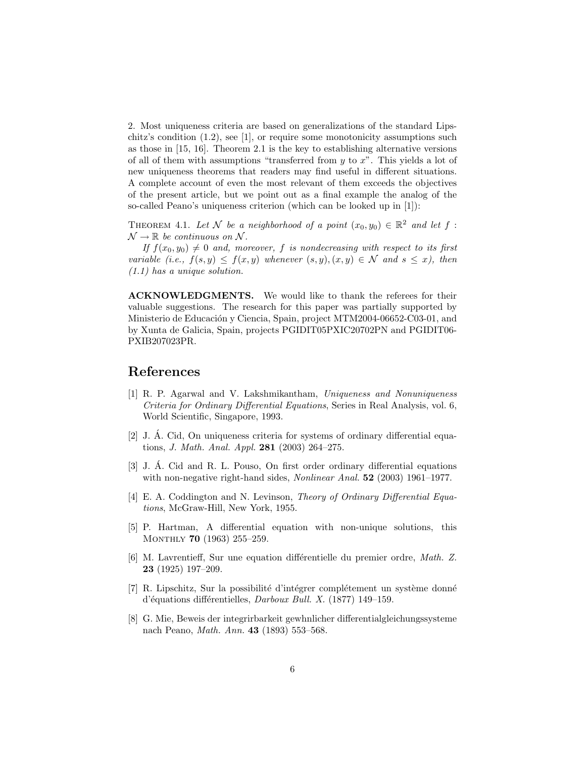2. Most uniqueness criteria are based on generalizations of the standard Lipschitz's condition (1.2), see [1], or require some monotonicity assumptions such as those in [15, 16]. Theorem 2.1 is the key to establishing alternative versions of all of them with assumptions "transferred from $y$ to $x$". This yields a lot of new uniqueness theorems that readers may find useful in different situations. A complete account of even the most relevant of them exceeds the objectives of the present article, but we point out as a final example the analog of the so-called Peano's uniqueness criterion (which can be looked up in [1]):

THEOREM 4.1. *Let $\mathcal{N}$ be a neighborhood of a point $(x_0, y_0) \in \mathbb{R}^2$ and let $f : \mathcal{N} \to \mathbb{R}$ be continuous on $\mathcal{N}$.*

*If $f(x_0, y_0) \neq 0$ and, moreover, $f$ is nondecreasing with respect to its first variable (i.e., $f(s, y) \leq f(x, y)$ whenever $(s, y), (x, y) \in \mathcal{N}$ and $s \leq x$), then (1.1) has a unique solution.*

**ACKNOWLEDGMENTS.** We would like to thank the referees for their valuable suggestions. The research for this paper was partially supported by Ministerio de Educación y Ciencia, Spain, project MTM2004-06652-C03-01, and by Xunta de Galicia, Spain, projects PGIDIT05PXIC20702PN and PGIDIT06-PXIB207023PR.

# References

[1] R. P. Agarwal and V. Lakshmikantham, *Uniqueness and Nonuniqueness Criteria for Ordinary Differential Equations*, Series in Real Analysis, vol. 6, World Scientific, Singapore, 1993.

[2] J. Á. Cid, On uniqueness criteria for systems of ordinary differential equations, *J. Math. Anal. Appl.* **281** (2003) 264–275.

[3] J. Á. Cid and R. L. Pouso, On first order ordinary differential equations with non-negative right-hand sides, *Nonlinear Anal.* **52** (2003) 1961–1977.

[4] E. A. Coddington and N. Levinson, *Theory of Ordinary Differential Equations*, McGraw-Hill, New York, 1955.

[5] P. Hartman, A differential equation with non-unique solutions, this MONTHLY **70** (1963) 255–259.

[6] M. Lavrentieff, Sur une equation différentielle du premier ordre, *Math. Z.* **23** (1925) 197–209.

[7] R. Lipschitz, Sur la possibilité d'intégrer complétement un système donné d'équations différentielles, *Darboux Bull. X.* (1877) 149–159.

[8] G. Mie, Beweis der integrirbarkeit gewhnlicher differentialgleichungssysteme nach Peano, *Math. Ann.* **43** (1893) 553–568.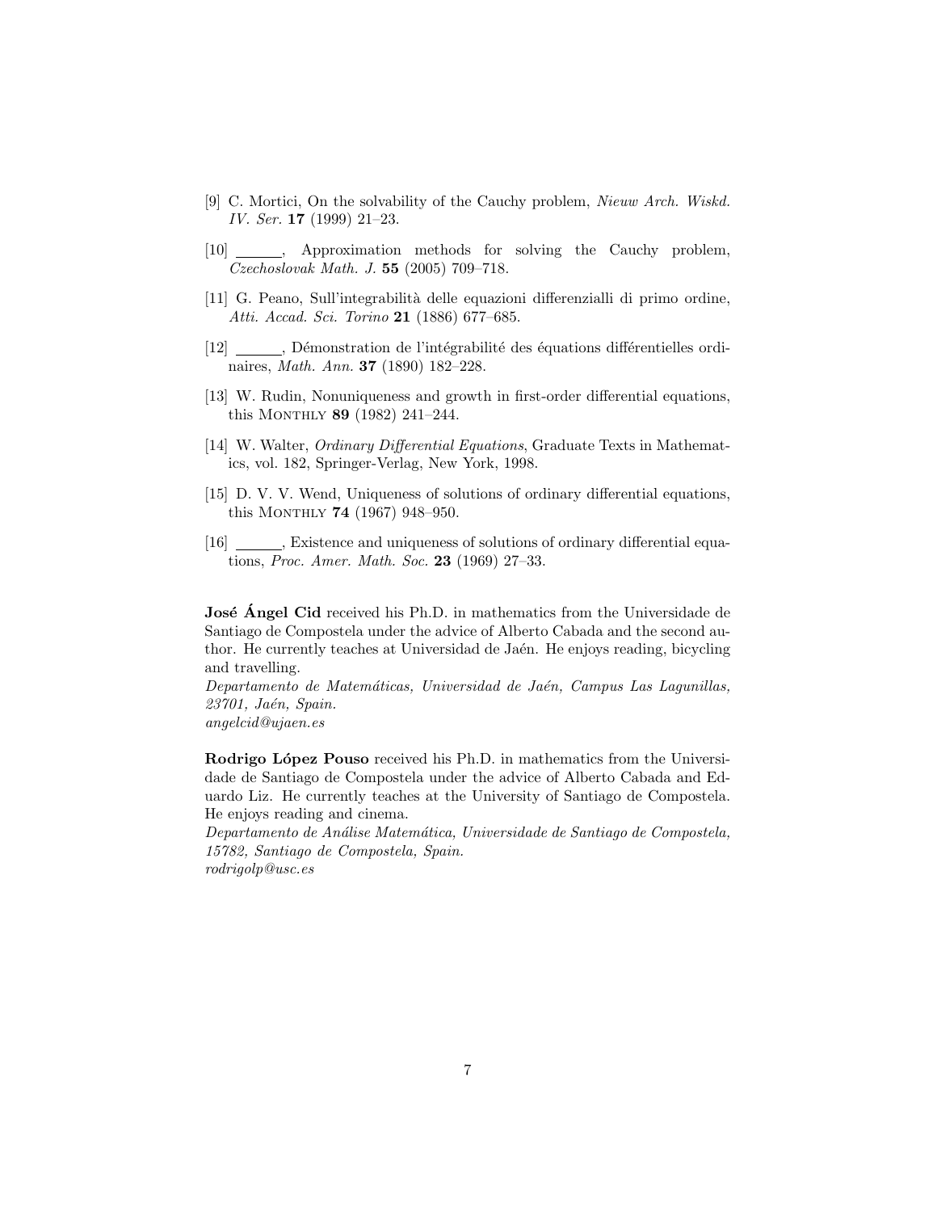[9] C. Mortici, On the solvability of the Cauchy problem, *Nieuw Arch. Wiskd. IV. Ser.* **17** (1999) 21–23.

[10] ______, Approximation methods for solving the Cauchy problem, *Czechoslovak Math. J.* **55** (2005) 709–718.

[11] G. Peano, Sull'integrabilità delle equazioni differenzialli di primo ordine, *Atti. Accad. Sci. Torino* **21** (1886) 677–685.

[12] ______, Démonstration de l'intégrabilité des équations différentielles ordinaires, *Math. Ann.* **37** (1890) 182–228.

[13] W. Rudin, Nonuniqueness and growth in first-order differential equations, this Monthly **89** (1982) 241–244.

[14] W. Walter, *Ordinary Differential Equations*, Graduate Texts in Mathematics, vol. 182, Springer-Verlag, New York, 1998.

[15] D. V. V. Wend, Uniqueness of solutions of ordinary differential equations, this Monthly **74** (1967) 948–950.

[16] ______, Existence and uniqueness of solutions of ordinary differential equations, *Proc. Amer. Math. Soc.* **23** (1969) 27–33.

**José Ángel Cid** received his Ph.D. in mathematics from the Universidade de Santiago de Compostela under the advice of Alberto Cabada and the second author. He currently teaches at Universidad de Jaén. He enjoys reading, bicycling and travelling.
*Departamento de Matemáticas, Universidad de Jaén, Campus Las Lagunillas, 23701, Jaén, Spain.*
*angelcid@ujaen.es*

**Rodrigo López Pouso** received his Ph.D. in mathematics from the Universidade de Santiago de Compostela under the advice of Alberto Cabada and Eduardo Liz. He currently teaches at the University of Santiago de Compostela. He enjoys reading and cinema.
*Departamento de Análise Matemática, Universidade de Santiago de Compostela, 15782, Santiago de Compostela, Spain.*
*rodrigolp@usc.es*